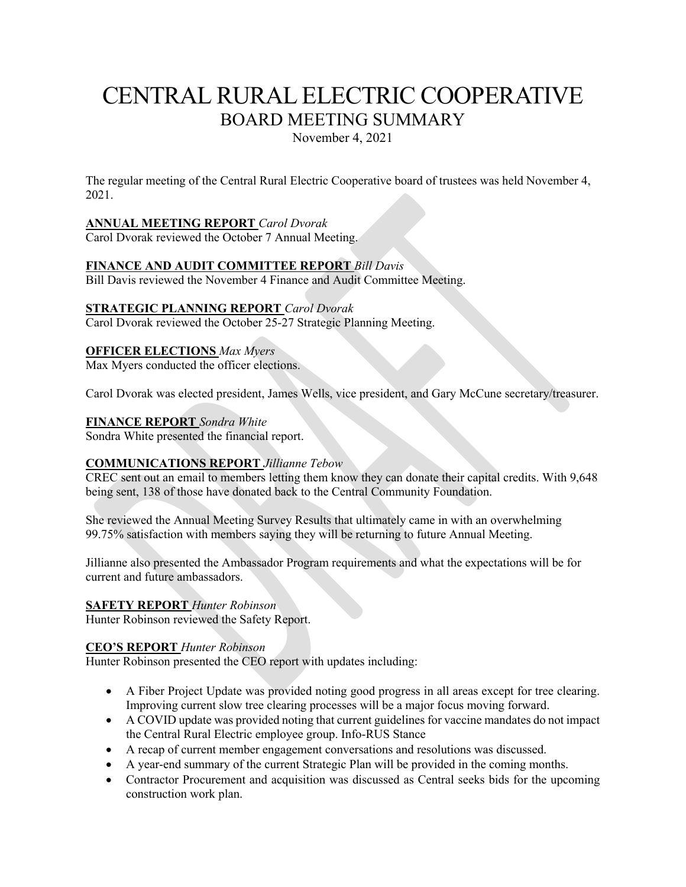# CENTRAL RURAL ELECTRIC COOPERATIVE

## BOARD MEETING SUMMARY

November 4, 2021

The regular meeting of the Central Rural Electric Cooperative board of trustees was held November 4, 2021.

**ANNUAL MEETING REPORT** *Carol Dvorak*
Carol Dvorak reviewed the October 7 Annual Meeting.

**FINANCE AND AUDIT COMMITTEE REPORT** *Bill Davis*
Bill Davis reviewed the November 4 Finance and Audit Committee Meeting.

**STRATEGIC PLANNING REPORT** *Carol Dvorak*
Carol Dvorak reviewed the October 25-27 Strategic Planning Meeting.

**OFFICER ELECTIONS** *Max Myers*
Max Myers conducted the officer elections.

Carol Dvorak was elected president, James Wells, vice president, and Gary McCune secretary/treasurer.

**FINANCE REPORT** *Sondra White*
Sondra White presented the financial report.

**COMMUNICATIONS REPORT** *Jillianne Tebow*
CREC sent out an email to members letting them know they can donate their capital credits. With 9,648 being sent, 138 of those have donated back to the Central Community Foundation.

She reviewed the Annual Meeting Survey Results that ultimately came in with an overwhelming 99.75% satisfaction with members saying they will be returning to future Annual Meeting.

Jillianne also presented the Ambassador Program requirements and what the expectations will be for current and future ambassadors.

**SAFETY REPORT** *Hunter Robinson*
Hunter Robinson reviewed the Safety Report.

**CEO'S REPORT** *Hunter Robinson*
Hunter Robinson presented the CEO report with updates including:

- A Fiber Project Update was provided noting good progress in all areas except for tree clearing. Improving current slow tree clearing processes will be a major focus moving forward.
- A COVID update was provided noting that current guidelines for vaccine mandates do not impact the Central Rural Electric employee group. Info-RUS Stance
- A recap of current member engagement conversations and resolutions was discussed.
- A year-end summary of the current Strategic Plan will be provided in the coming months.
- Contractor Procurement and acquisition was discussed as Central seeks bids for the upcoming construction work plan.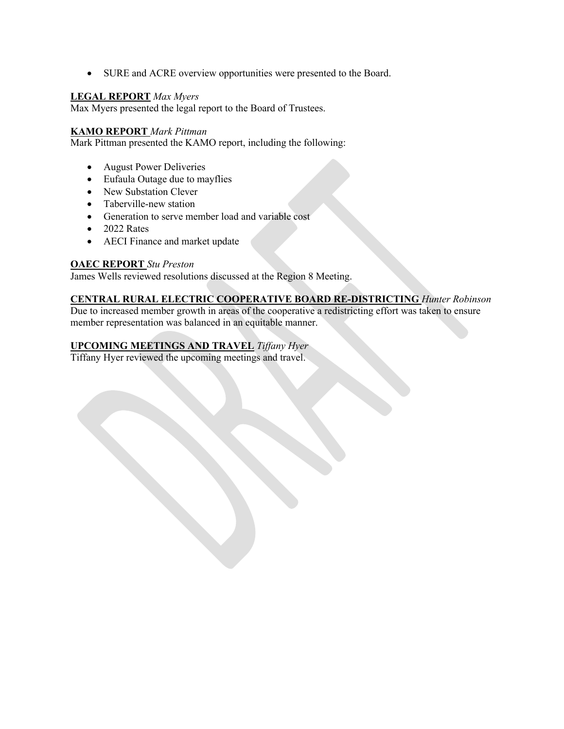- SURE and ACRE overview opportunities were presented to the Board.

**LEGAL REPORT** *Max Myers*
Max Myers presented the legal report to the Board of Trustees.

**KAMO REPORT** *Mark Pittman*
Mark Pittman presented the KAMO report, including the following:

- August Power Deliveries
- Eufaula Outage due to mayflies
- New Substation Clever
- Taberville-new station
- Generation to serve member load and variable cost
- 2022 Rates
- AECI Finance and market update

**OAEC REPORT** *Stu Preston*
James Wells reviewed resolutions discussed at the Region 8 Meeting.

**CENTRAL RURAL ELECTRIC COOPERATIVE BOARD RE-DISTRICTING** *Hunter Robinson*
Due to increased member growth in areas of the cooperative a redistricting effort was taken to ensure member representation was balanced in an equitable manner.

**UPCOMING MEETINGS AND TRAVEL** *Tiffany Hyer*
Tiffany Hyer reviewed the upcoming meetings and travel.